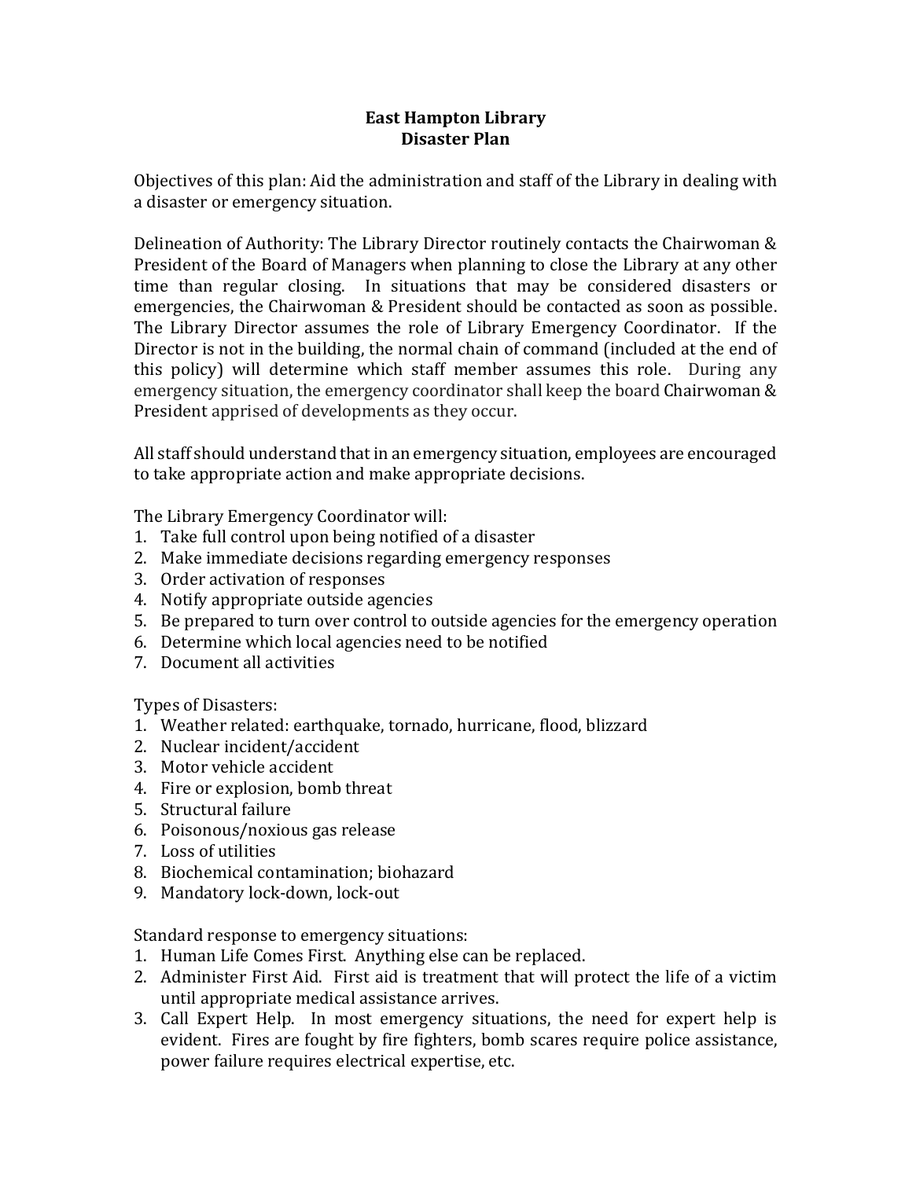# East Hampton Library
## Disaster Plan

Objectives of this plan: Aid the administration and staff of the Library in dealing with a disaster or emergency situation.

Delineation of Authority: The Library Director routinely contacts the Chairwoman & President of the Board of Managers when planning to close the Library at any other time than regular closing. In situations that may be considered disasters or emergencies, the Chairwoman & President should be contacted as soon as possible. The Library Director assumes the role of Library Emergency Coordinator. If the Director is not in the building, the normal chain of command (included at the end of this policy) will determine which staff member assumes this role. During any emergency situation, the emergency coordinator shall keep the board Chairwoman & President apprised of developments as they occur.

All staff should understand that in an emergency situation, employees are encouraged to take appropriate action and make appropriate decisions.

The Library Emergency Coordinator will:

1. Take full control upon being notified of a disaster
2. Make immediate decisions regarding emergency responses
3. Order activation of responses
4. Notify appropriate outside agencies
5. Be prepared to turn over control to outside agencies for the emergency operation
6. Determine which local agencies need to be notified
7. Document all activities

Types of Disasters:

1. Weather related: earthquake, tornado, hurricane, flood, blizzard
2. Nuclear incident/accident
3. Motor vehicle accident
4. Fire or explosion, bomb threat
5. Structural failure
6. Poisonous/noxious gas release
7. Loss of utilities
8. Biochemical contamination; biohazard
9. Mandatory lock-down, lock-out

Standard response to emergency situations:

1. Human Life Comes First. Anything else can be replaced.
2. Administer First Aid. First aid is treatment that will protect the life of a victim until appropriate medical assistance arrives.
3. Call Expert Help. In most emergency situations, the need for expert help is evident. Fires are fought by fire fighters, bomb scares require police assistance, power failure requires electrical expertise, etc.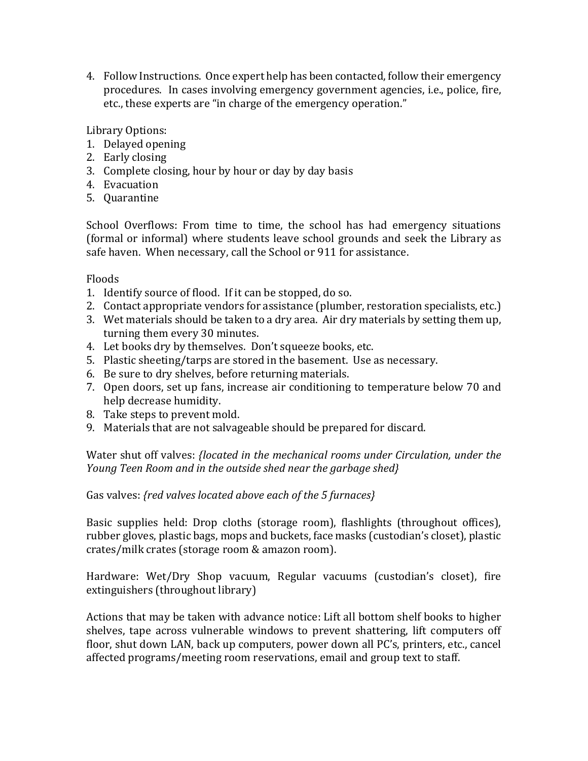4. Follow Instructions. Once expert help has been contacted, follow their emergency procedures. In cases involving emergency government agencies, i.e., police, fire, etc., these experts are "in charge of the emergency operation."

Library Options:
1. Delayed opening
2. Early closing
3. Complete closing, hour by hour or day by day basis
4. Evacuation
5. Quarantine

School Overflows: From time to time, the school has had emergency situations (formal or informal) where students leave school grounds and seek the Library as safe haven. When necessary, call the School or 911 for assistance.

Floods
1. Identify source of flood. If it can be stopped, do so.
2. Contact appropriate vendors for assistance (plumber, restoration specialists, etc.)
3. Wet materials should be taken to a dry area. Air dry materials by setting them up, turning them every 30 minutes.
4. Let books dry by themselves. Don't squeeze books, etc.
5. Plastic sheeting/tarps are stored in the basement. Use as necessary.
6. Be sure to dry shelves, before returning materials.
7. Open doors, set up fans, increase air conditioning to temperature below 70 and help decrease humidity.
8. Take steps to prevent mold.
9. Materials that are not salvageable should be prepared for discard.

Water shut off valves: *{located in the mechanical rooms under Circulation, under the Young Teen Room and in the outside shed near the garbage shed}*

Gas valves: *{red valves located above each of the 5 furnaces}*

Basic supplies held: Drop cloths (storage room), flashlights (throughout offices), rubber gloves, plastic bags, mops and buckets, face masks (custodian's closet), plastic crates/milk crates (storage room & amazon room).

Hardware: Wet/Dry Shop vacuum, Regular vacuums (custodian's closet), fire extinguishers (throughout library)

Actions that may be taken with advance notice: Lift all bottom shelf books to higher shelves, tape across vulnerable windows to prevent shattering, lift computers off floor, shut down LAN, back up computers, power down all PC's, printers, etc., cancel affected programs/meeting room reservations, email and group text to staff.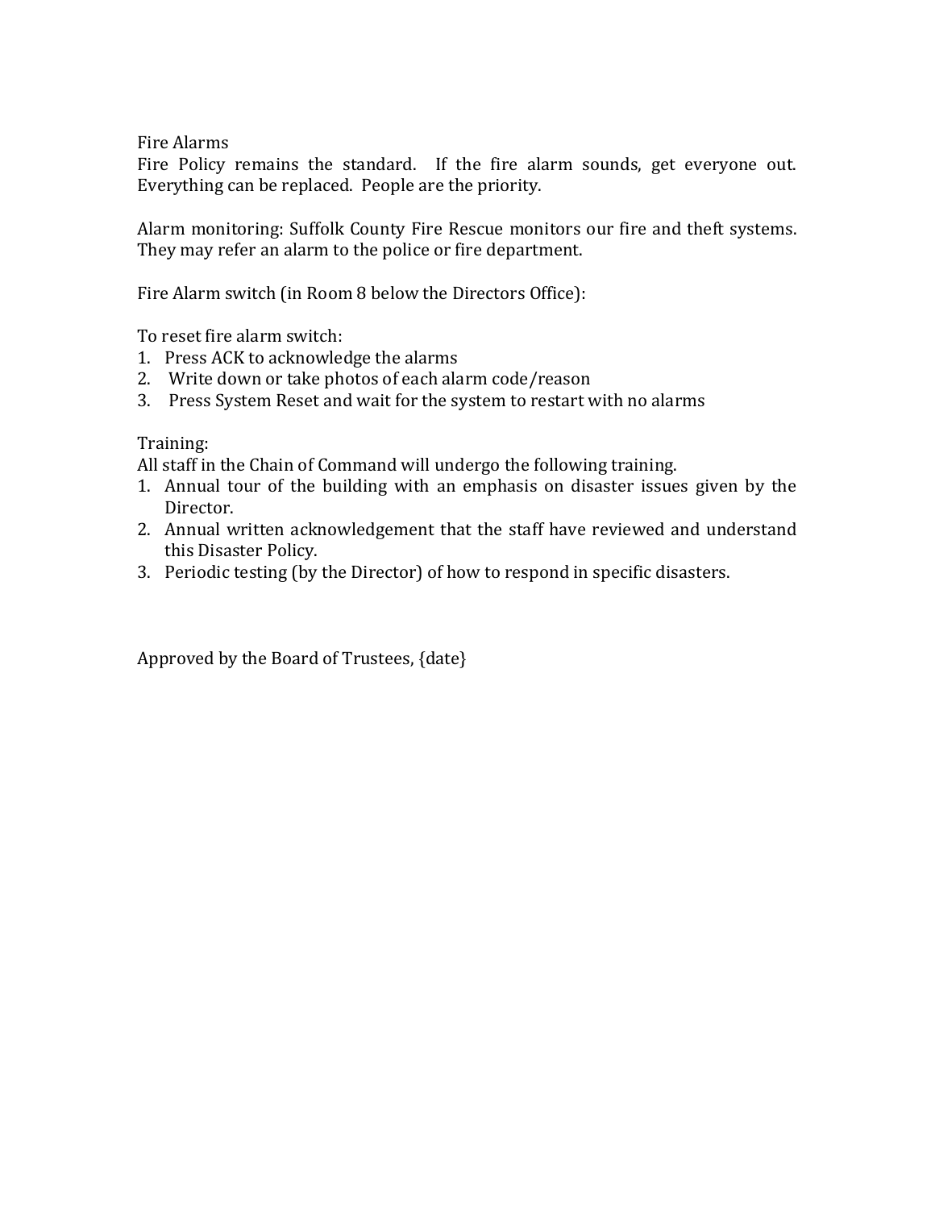## Fire Alarms

Fire Policy remains the standard. If the fire alarm sounds, get everyone out. Everything can be replaced. People are the priority.

Alarm monitoring: Suffolk County Fire Rescue monitors our fire and theft systems. They may refer an alarm to the police or fire department.

Fire Alarm switch (in Room 8 below the Directors Office):

To reset fire alarm switch:

1. Press ACK to acknowledge the alarms
2. Write down or take photos of each alarm code/reason
3. Press System Reset and wait for the system to restart with no alarms

## Training:

All staff in the Chain of Command will undergo the following training.

1. Annual tour of the building with an emphasis on disaster issues given by the Director.
2. Annual written acknowledgement that the staff have reviewed and understand this Disaster Policy.
3. Periodic testing (by the Director) of how to respond in specific disasters.

Approved by the Board of Trustees, {date}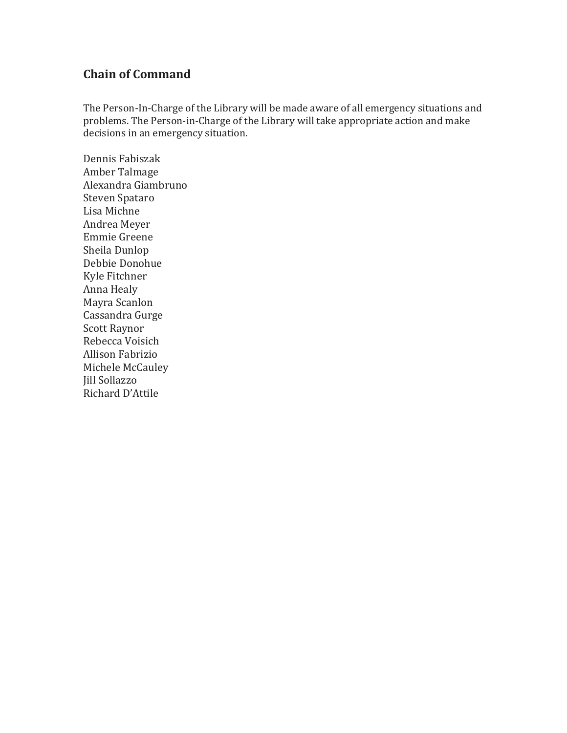## Chain of Command

The Person-In-Charge of the Library will be made aware of all emergency situations and problems. The Person-in-Charge of the Library will take appropriate action and make decisions in an emergency situation.

Dennis Fabiszak
Amber Talmage
Alexandra Giambruno
Steven Spataro
Lisa Michne
Andrea Meyer
Emmie Greene
Sheila Dunlop
Debbie Donohue
Kyle Fitchner
Anna Healy
Mayra Scanlon
Cassandra Gurge
Scott Raynor
Rebecca Voisich
Allison Fabrizio
Michele McCauley
Jill Sollazzo
Richard D'Attile